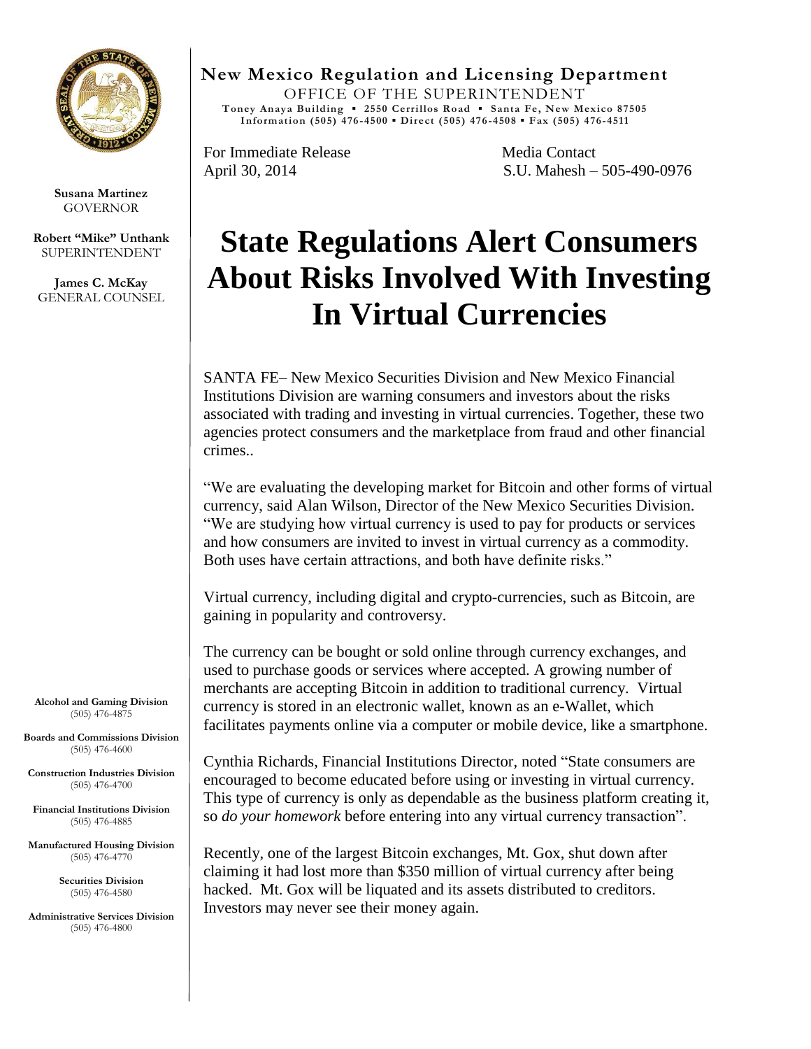**New Mexico Regulation and Licensing Department**
OFFICE OF THE SUPERINTENDENT
Toney Anaya Building ▪ 2550 Cerrillos Road ▪ Santa Fe, New Mexico 87505
Information (505) 476-4500 ▪ Direct (505) 476-4508 ▪ Fax (505) 476-4511

**Susana Martinez**
GOVERNOR

**Robert "Mike" Unthank**
SUPERINTENDENT

**James C. McKay**
GENERAL COUNSEL

For Immediate Release
April 30, 2014

Media Contact
S.U. Mahesh – 505-490-0976

# State Regulations Alert Consumers About Risks Involved With Investing In Virtual Currencies

SANTA FE– New Mexico Securities Division and New Mexico Financial Institutions Division are warning consumers and investors about the risks associated with trading and investing in virtual currencies. Together, these two agencies protect consumers and the marketplace from fraud and other financial crimes..

"We are evaluating the developing market for Bitcoin and other forms of virtual currency, said Alan Wilson, Director of the New Mexico Securities Division. "We are studying how virtual currency is used to pay for products or services and how consumers are invited to invest in virtual currency as a commodity. Both uses have certain attractions, and both have definite risks."

Virtual currency, including digital and crypto-currencies, such as Bitcoin, are gaining in popularity and controversy.

The currency can be bought or sold online through currency exchanges, and used to purchase goods or services where accepted. A growing number of merchants are accepting Bitcoin in addition to traditional currency. Virtual currency is stored in an electronic wallet, known as an e-Wallet, which facilitates payments online via a computer or mobile device, like a smartphone.

Cynthia Richards, Financial Institutions Director, noted "State consumers are encouraged to become educated before using or investing in virtual currency. This type of currency is only as dependable as the business platform creating it, so *do your homework* before entering into any virtual currency transaction".

Recently, one of the largest Bitcoin exchanges, Mt. Gox, shut down after claiming it had lost more than $350 million of virtual currency after being hacked. Mt. Gox will be liquated and its assets distributed to creditors. Investors may never see their money again.

**Alcohol and Gaming Division**
(505) 476-4875

**Boards and Commissions Division**
(505) 476-4600

**Construction Industries Division**
(505) 476-4700

**Financial Institutions Division**
(505) 476-4885

**Manufactured Housing Division**
(505) 476-4770

**Securities Division**
(505) 476-4580

**Administrative Services Division**
(505) 476-4800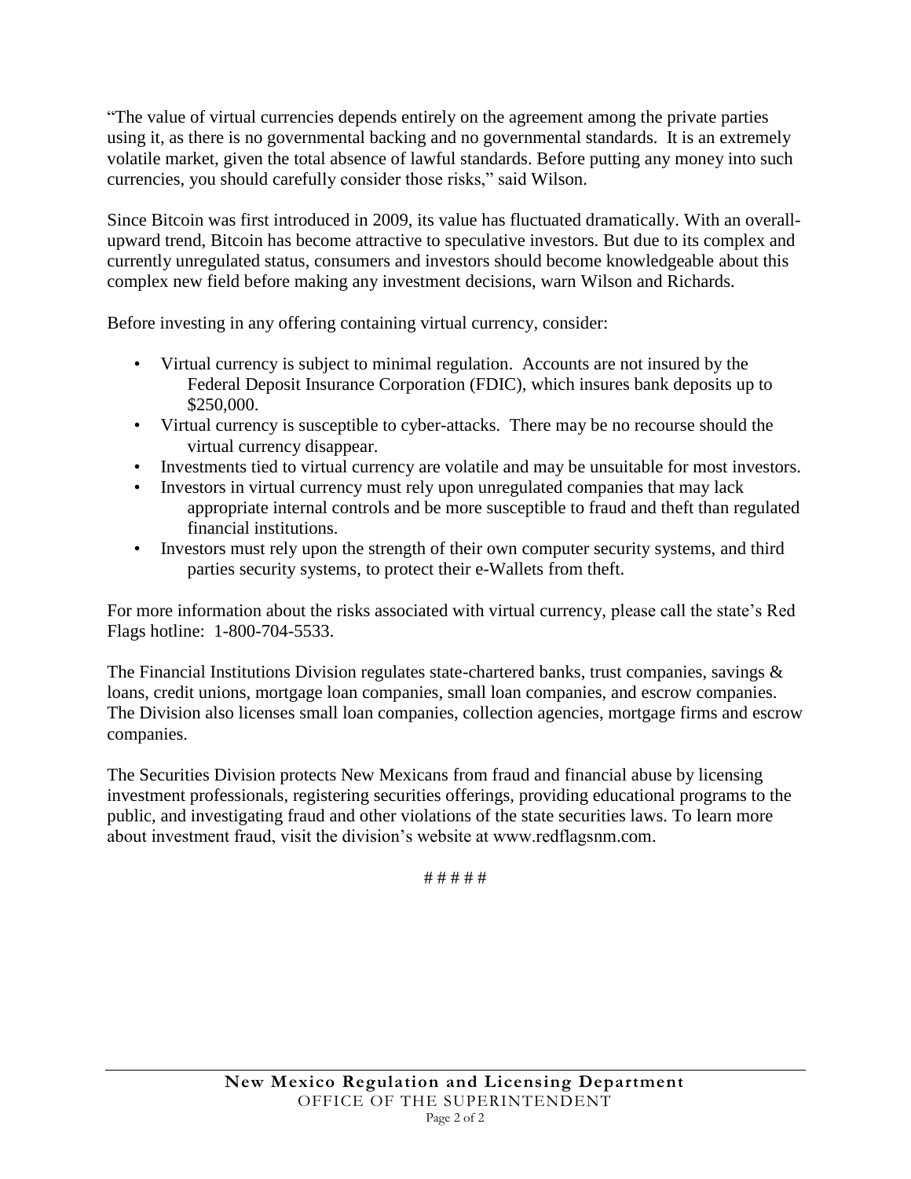"The value of virtual currencies depends entirely on the agreement among the private parties using it, as there is no governmental backing and no governmental standards.  It is an extremely volatile market, given the total absence of lawful standards. Before putting any money into such currencies, you should carefully consider those risks," said Wilson.

Since Bitcoin was first introduced in 2009, its value has fluctuated dramatically. With an overall-upward trend, Bitcoin has become attractive to speculative investors. But due to its complex and currently unregulated status, consumers and investors should become knowledgeable about this complex new field before making any investment decisions, warn Wilson and Richards.

Before investing in any offering containing virtual currency, consider:

- Virtual currency is subject to minimal regulation.  Accounts are not insured by the Federal Deposit Insurance Corporation (FDIC), which insures bank deposits up to $250,000.
- Virtual currency is susceptible to cyber-attacks.  There may be no recourse should the virtual currency disappear.
- Investments tied to virtual currency are volatile and may be unsuitable for most investors.
- Investors in virtual currency must rely upon unregulated companies that may lack appropriate internal controls and be more susceptible to fraud and theft than regulated financial institutions.
- Investors must rely upon the strength of their own computer security systems, and third parties security systems, to protect their e-Wallets from theft.

For more information about the risks associated with virtual currency, please call the state's Red Flags hotline:  1-800-704-5533.

The Financial Institutions Division regulates state-chartered banks, trust companies, savings & loans, credit unions, mortgage loan companies, small loan companies, and escrow companies. The Division also licenses small loan companies, collection agencies, mortgage firms and escrow companies.

The Securities Division protects New Mexicans from fraud and financial abuse by licensing investment professionals, registering securities offerings, providing educational programs to the public, and investigating fraud and other violations of the state securities laws. To learn more about investment fraud, visit the division's website at www.redflagsnm.com.

# # # # #

**New Mexico Regulation and Licensing Department**
OFFICE OF THE SUPERINTENDENT